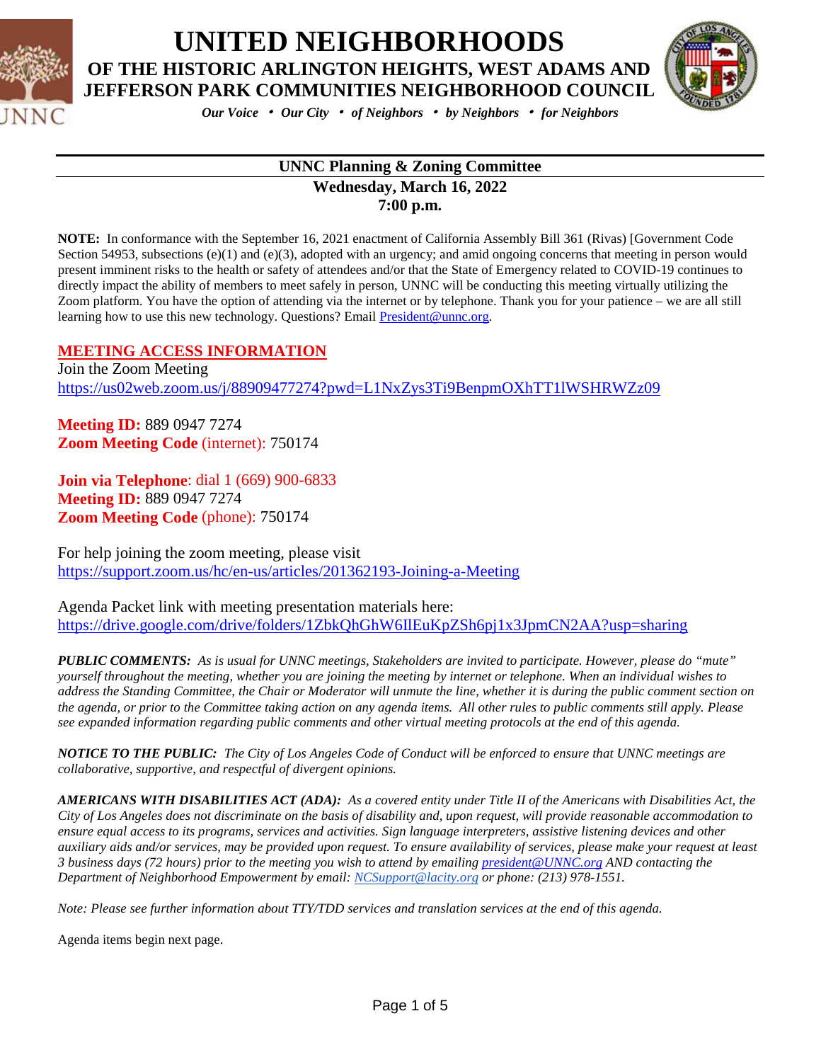# UNITED NEIGHBORHOODS

## OF THE HISTORIC ARLINGTON HEIGHTS, WEST ADAMS AND JEFFERSON PARK COMMUNITIES NEIGHBORHOOD COUNCIL

***Our Voice • Our City • of Neighbors • by Neighbors • for Neighbors***

---

**UNNC Planning & Zoning Committee**

**Wednesday, March 16, 2022**

**7:00 p.m.**

**NOTE:** In conformance with the September 16, 2021 enactment of California Assembly Bill 361 (Rivas) [Government Code Section 54953, subsections (e)(1) and (e)(3), adopted with an urgency; and amid ongoing concerns that meeting in person would present imminent risks to the health or safety of attendees and/or that the State of Emergency related to COVID-19 continues to directly impact the ability of members to meet safely in person, UNNC will be conducting this meeting virtually utilizing the Zoom platform. You have the option of attending via the internet or by telephone. Thank you for your patience – we are all still learning how to use this new technology. Questions? Email President@unnc.org.

## MEETING ACCESS INFORMATION

Join the Zoom Meeting
https://us02web.zoom.us/j/88909477274?pwd=L1NxZys3Ti9BenpmOXhTT1lWSHRWZz09

**Meeting ID:** 889 0947 7274
**Zoom Meeting Code** (internet): 750174

**Join via Telephone**: dial 1 (669) 900-6833
**Meeting ID:** 889 0947 7274
**Zoom Meeting Code** (phone): 750174

For help joining the zoom meeting, please visit
https://support.zoom.us/hc/en-us/articles/201362193-Joining-a-Meeting

Agenda Packet link with meeting presentation materials here:
https://drive.google.com/drive/folders/1ZbkQhGhW6IlEuKpZSh6pj1x3JpmCN2AA?usp=sharing

***PUBLIC COMMENTS:*** *As is usual for UNNC meetings, Stakeholders are invited to participate. However, please do "mute" yourself throughout the meeting, whether you are joining the meeting by internet or telephone. When an individual wishes to address the Standing Committee, the Chair or Moderator will unmute the line, whether it is during the public comment section on the agenda, or prior to the Committee taking action on any agenda items. All other rules to public comments still apply. Please see expanded information regarding public comments and other virtual meeting protocols at the end of this agenda.*

***NOTICE TO THE PUBLIC:*** *The City of Los Angeles Code of Conduct will be enforced to ensure that UNNC meetings are collaborative, supportive, and respectful of divergent opinions.*

***AMERICANS WITH DISABILITIES ACT (ADA):*** *As a covered entity under Title II of the Americans with Disabilities Act, the City of Los Angeles does not discriminate on the basis of disability and, upon request, will provide reasonable accommodation to ensure equal access to its programs, services and activities. Sign language interpreters, assistive listening devices and other auxiliary aids and/or services, may be provided upon request. To ensure availability of services, please make your request at least 3 business days (72 hours) prior to the meeting you wish to attend by emailing president@UNNC.org AND contacting the Department of Neighborhood Empowerment by email: NCSupport@lacity.org or phone: (213) 978-1551.*

*Note: Please see further information about TTY/TDD services and translation services at the end of this agenda.*

Agenda items begin next page.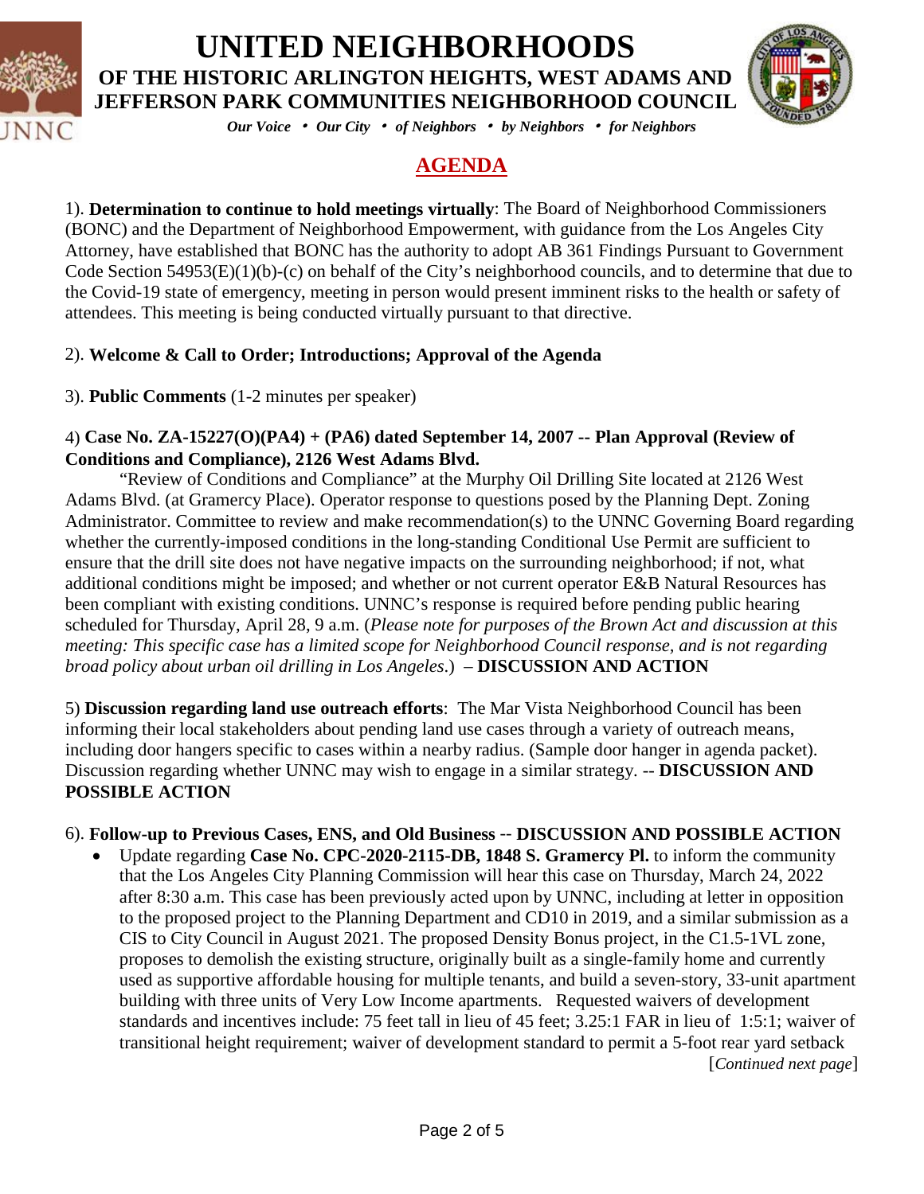# UNITED NEIGHBORHOODS

## OF THE HISTORIC ARLINGTON HEIGHTS, WEST ADAMS AND JEFFERSON PARK COMMUNITIES NEIGHBORHOOD COUNCIL

*Our Voice • Our City • of Neighbors • by Neighbors • for Neighbors*

## AGENDA

1). **Determination to continue to hold meetings virtually**: The Board of Neighborhood Commissioners (BONC) and the Department of Neighborhood Empowerment, with guidance from the Los Angeles City Attorney, have established that BONC has the authority to adopt AB 361 Findings Pursuant to Government Code Section 54953(E)(1)(b)-(c) on behalf of the City's neighborhood councils, and to determine that due to the Covid-19 state of emergency, meeting in person would present imminent risks to the health or safety of attendees. This meeting is being conducted virtually pursuant to that directive.

2). **Welcome & Call to Order; Introductions; Approval of the Agenda**

3). **Public Comments** (1-2 minutes per speaker)

4) **Case No. ZA-15227(O)(PA4) + (PA6) dated September 14, 2007 -- Plan Approval (Review of Conditions and Compliance), 2126 West Adams Blvd.**

"Review of Conditions and Compliance" at the Murphy Oil Drilling Site located at 2126 West Adams Blvd. (at Gramercy Place). Operator response to questions posed by the Planning Dept. Zoning Administrator. Committee to review and make recommendation(s) to the UNNC Governing Board regarding whether the currently-imposed conditions in the long-standing Conditional Use Permit are sufficient to ensure that the drill site does not have negative impacts on the surrounding neighborhood; if not, what additional conditions might be imposed; and whether or not current operator E&B Natural Resources has been compliant with existing conditions. UNNC's response is required before pending public hearing scheduled for Thursday, April 28, 9 a.m. (*Please note for purposes of the Brown Act and discussion at this meeting: This specific case has a limited scope for Neighborhood Council response, and is not regarding broad policy about urban oil drilling in Los Angeles*.) – **DISCUSSION AND ACTION**

5) **Discussion regarding land use outreach efforts**: The Mar Vista Neighborhood Council has been informing their local stakeholders about pending land use cases through a variety of outreach means, including door hangers specific to cases within a nearby radius. (Sample door hanger in agenda packet). Discussion regarding whether UNNC may wish to engage in a similar strategy. -- **DISCUSSION AND POSSIBLE ACTION**

6). **Follow-up to Previous Cases, ENS, and Old Business** -- **DISCUSSION AND POSSIBLE ACTION**

- Update regarding **Case No. CPC-2020-2115-DB, 1848 S. Gramercy Pl.** to inform the community that the Los Angeles City Planning Commission will hear this case on Thursday, March 24, 2022 after 8:30 a.m. This case has been previously acted upon by UNNC, including at letter in opposition to the proposed project to the Planning Department and CD10 in 2019, and a similar submission as a CIS to City Council in August 2021. The proposed Density Bonus project, in the C1.5-1VL zone, proposes to demolish the existing structure, originally built as a single-family home and currently used as supportive affordable housing for multiple tenants, and build a seven-story, 33-unit apartment building with three units of Very Low Income apartments. Requested waivers of development standards and incentives include: 75 feet tall in lieu of 45 feet; 3.25:1 FAR in lieu of 1:5:1; waiver of transitional height requirement; waiver of development standard to permit a 5-foot rear yard setback

[*Continued next page*]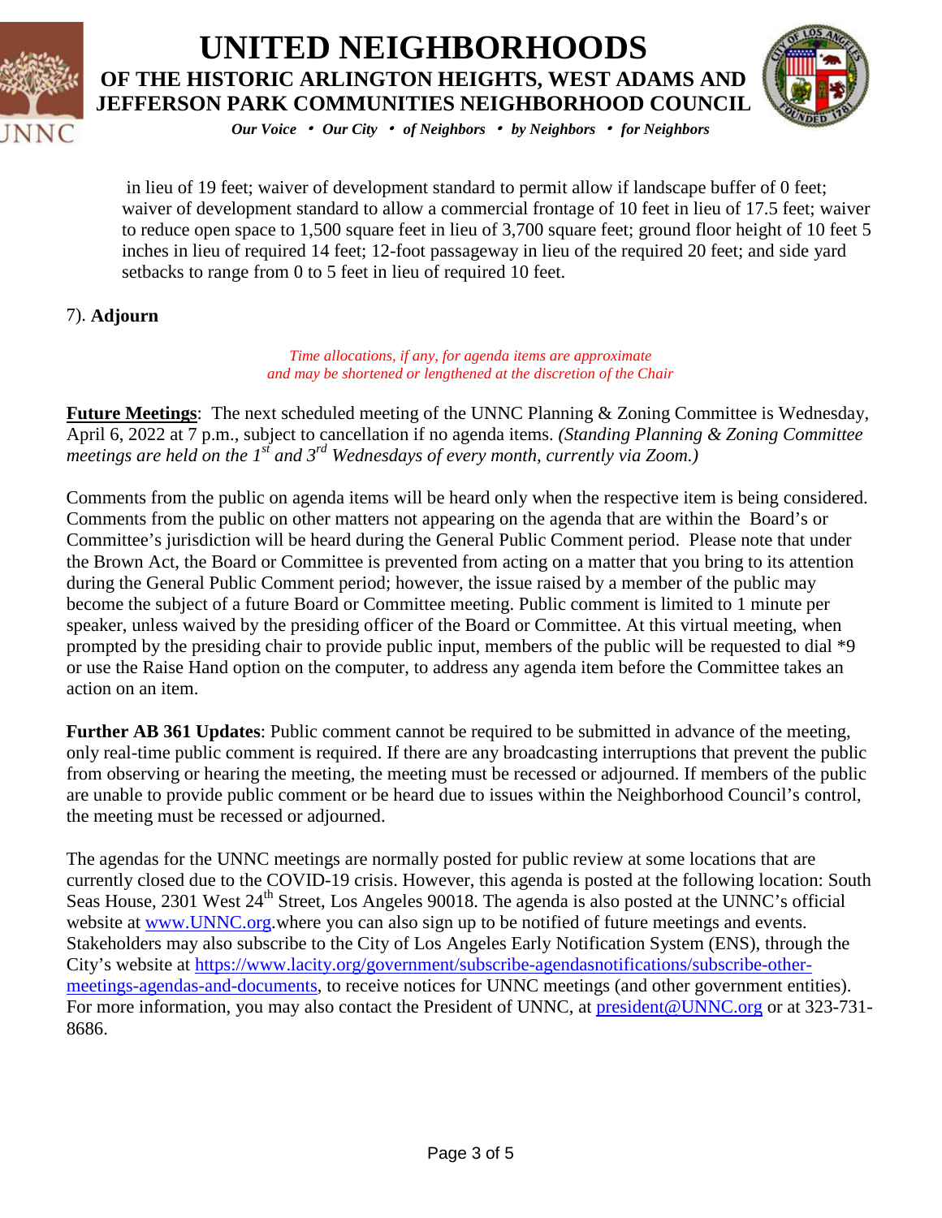in lieu of 19 feet; waiver of development standard to permit allow if landscape buffer of 0 feet; waiver of development standard to allow a commercial frontage of 10 feet in lieu of 17.5 feet; waiver to reduce open space to 1,500 square feet in lieu of 3,700 square feet; ground floor height of 10 feet 5 inches in lieu of required 14 feet; 12-foot passageway in lieu of the required 20 feet; and side yard setbacks to range from 0 to 5 feet in lieu of required 10 feet.

7). **Adjourn**

*Time allocations, if any, for agenda items are approximate and may be shortened or lengthened at the discretion of the Chair*

**Future Meetings**: The next scheduled meeting of the UNNC Planning & Zoning Committee is Wednesday, April 6, 2022 at 7 p.m., subject to cancellation if no agenda items. *(Standing Planning & Zoning Committee meetings are held on the 1st and 3rd Wednesdays of every month, currently via Zoom.)*

Comments from the public on agenda items will be heard only when the respective item is being considered. Comments from the public on other matters not appearing on the agenda that are within the Board's or Committee's jurisdiction will be heard during the General Public Comment period. Please note that under the Brown Act, the Board or Committee is prevented from acting on a matter that you bring to its attention during the General Public Comment period; however, the issue raised by a member of the public may become the subject of a future Board or Committee meeting. Public comment is limited to 1 minute per speaker, unless waived by the presiding officer of the Board or Committee. At this virtual meeting, when prompted by the presiding chair to provide public input, members of the public will be requested to dial *9 or use the Raise Hand option on the computer, to address any agenda item before the Committee takes an action on an item.

**Further AB 361 Updates**: Public comment cannot be required to be submitted in advance of the meeting, only real-time public comment is required. If there are any broadcasting interruptions that prevent the public from observing or hearing the meeting, the meeting must be recessed or adjourned. If members of the public are unable to provide public comment or be heard due to issues within the Neighborhood Council's control, the meeting must be recessed or adjourned.

The agendas for the UNNC meetings are normally posted for public review at some locations that are currently closed due to the COVID-19 crisis. However, this agenda is posted at the following location: South Seas House, 2301 West 24th Street, Los Angeles 90018. The agenda is also posted at the UNNC's official website at www.UNNC.org.where you can also sign up to be notified of future meetings and events. Stakeholders may also subscribe to the City of Los Angeles Early Notification System (ENS), through the City's website at https://www.lacity.org/government/subscribe-agendasnotifications/subscribe-other-meetings-agendas-and-documents, to receive notices for UNNC meetings (and other government entities). For more information, you may also contact the President of UNNC, at president@UNNC.org or at 323-731-8686.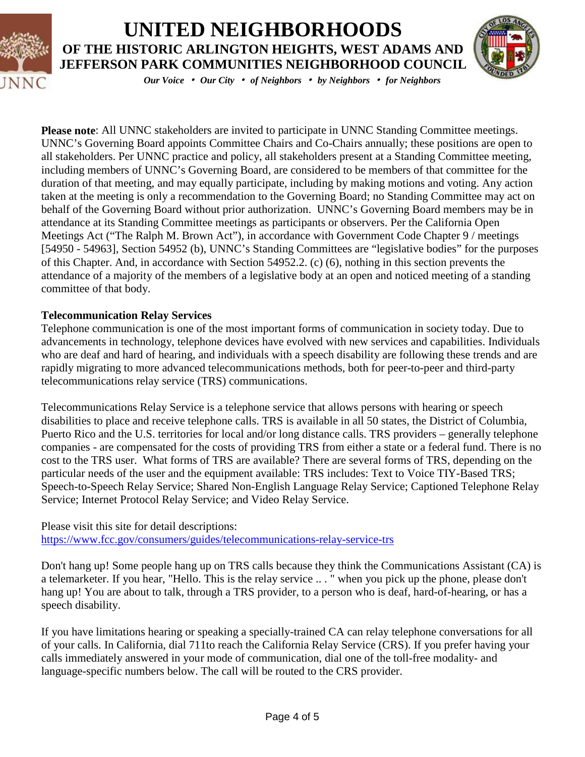# UNITED NEIGHBORHOODS

## OF THE HISTORIC ARLINGTON HEIGHTS, WEST ADAMS AND JEFFERSON PARK COMMUNITIES NEIGHBORHOOD COUNCIL

*Our Voice • Our City • of Neighbors • by Neighbors • for Neighbors*

**Please note**: All UNNC stakeholders are invited to participate in UNNC Standing Committee meetings. UNNC's Governing Board appoints Committee Chairs and Co-Chairs annually; these positions are open to all stakeholders. Per UNNC practice and policy, all stakeholders present at a Standing Committee meeting, including members of UNNC's Governing Board, are considered to be members of that committee for the duration of that meeting, and may equally participate, including by making motions and voting. Any action taken at the meeting is only a recommendation to the Governing Board; no Standing Committee may act on behalf of the Governing Board without prior authorization. UNNC's Governing Board members may be in attendance at its Standing Committee meetings as participants or observers. Per the California Open Meetings Act ("The Ralph M. Brown Act"), in accordance with Government Code Chapter 9 / meetings [54950 - 54963], Section 54952 (b), UNNC's Standing Committees are "legislative bodies" for the purposes of this Chapter. And, in accordance with Section 54952.2. (c) (6), nothing in this section prevents the attendance of a majority of the members of a legislative body at an open and noticed meeting of a standing committee of that body.

**Telecommunication Relay Services**

Telephone communication is one of the most important forms of communication in society today. Due to advancements in technology, telephone devices have evolved with new services and capabilities. Individuals who are deaf and hard of hearing, and individuals with a speech disability are following these trends and are rapidly migrating to more advanced telecommunications methods, both for peer-to-peer and third-party telecommunications relay service (TRS) communications.

Telecommunications Relay Service is a telephone service that allows persons with hearing or speech disabilities to place and receive telephone calls. TRS is available in all 50 states, the District of Columbia, Puerto Rico and the U.S. territories for local and/or long distance calls. TRS providers – generally telephone companies - are compensated for the costs of providing TRS from either a state or a federal fund. There is no cost to the TRS user. What forms of TRS are available? There are several forms of TRS, depending on the particular needs of the user and the equipment available: TRS includes: Text to Voice TIY-Based TRS; Speech-to-Speech Relay Service; Shared Non-English Language Relay Service; Captioned Telephone Relay Service; Internet Protocol Relay Service; and Video Relay Service.

Please visit this site for detail descriptions:
https://www.fcc.gov/consumers/guides/telecommunications-relay-service-trs

Don't hang up! Some people hang up on TRS calls because they think the Communications Assistant (CA) is a telemarketer. If you hear, "Hello. This is the relay service .. . " when you pick up the phone, please don't hang up! You are about to talk, through a TRS provider, to a person who is deaf, hard-of-hearing, or has a speech disability.

If you have limitations hearing or speaking a specially-trained CA can relay telephone conversations for all of your calls. In California, dial 711to reach the California Relay Service (CRS). If you prefer having your calls immediately answered in your mode of communication, dial one of the toll-free modality- and language-specific numbers below. The call will be routed to the CRS provider.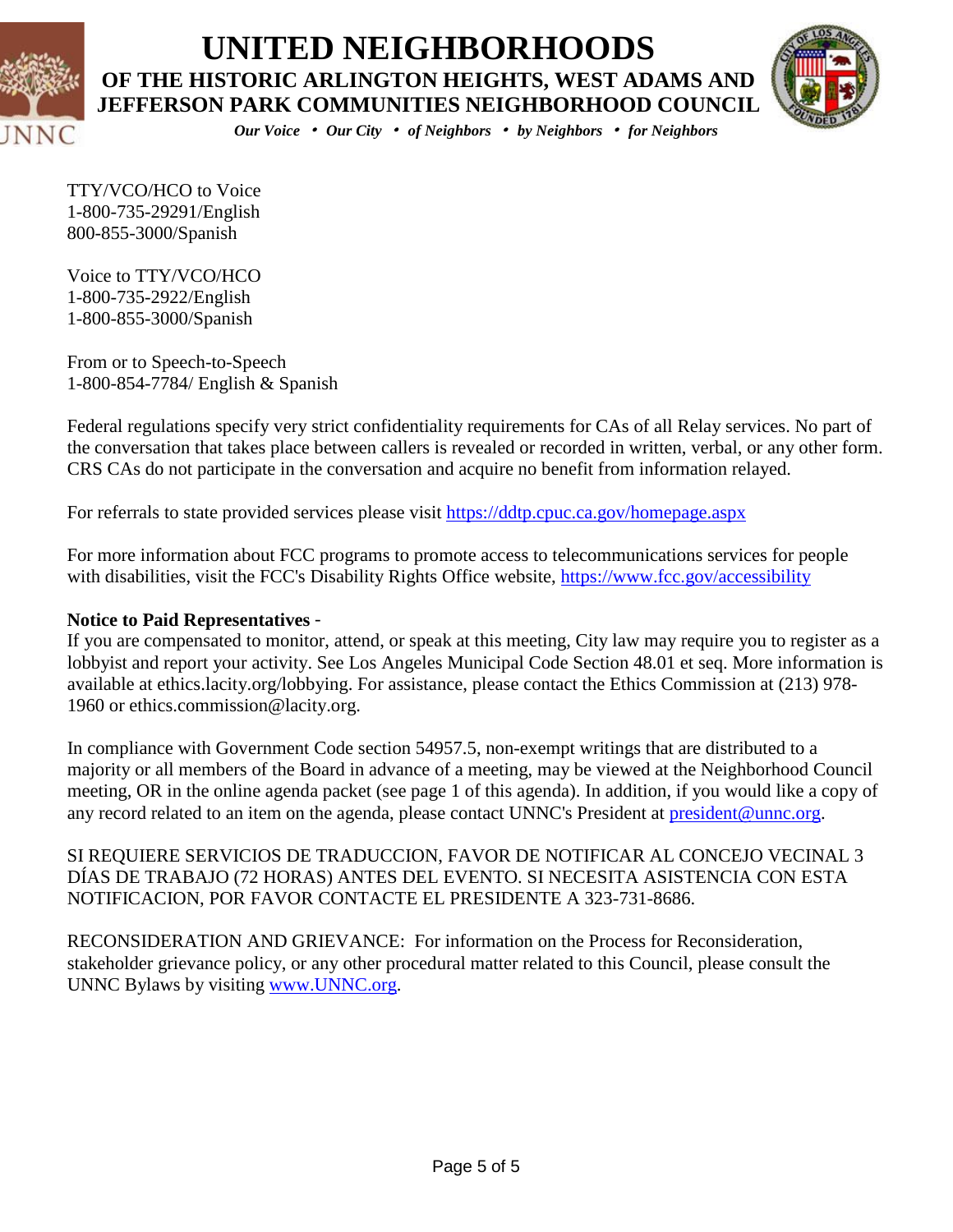# UNITED NEIGHBORHOODS

## OF THE HISTORIC ARLINGTON HEIGHTS, WEST ADAMS AND JEFFERSON PARK COMMUNITIES NEIGHBORHOOD COUNCIL

***Our Voice • Our City • of Neighbors • by Neighbors • for Neighbors***

TTY/VCO/HCO to Voice
1-800-735-29291/English
800-855-3000/Spanish

Voice to TTY/VCO/HCO
1-800-735-2922/English
1-800-855-3000/Spanish

From or to Speech-to-Speech
1-800-854-7784/ English & Spanish

Federal regulations specify very strict confidentiality requirements for CAs of all Relay services. No part of the conversation that takes place between callers is revealed or recorded in written, verbal, or any other form. CRS CAs do not participate in the conversation and acquire no benefit from information relayed.

For referrals to state provided services please visit https://ddtp.cpuc.ca.gov/homepage.aspx

For more information about FCC programs to promote access to telecommunications services for people with disabilities, visit the FCC's Disability Rights Office website, https://www.fcc.gov/accessibility

**Notice to Paid Representatives** -
If you are compensated to monitor, attend, or speak at this meeting, City law may require you to register as a lobbyist and report your activity. See Los Angeles Municipal Code Section 48.01 et seq. More information is available at ethics.lacity.org/lobbying. For assistance, please contact the Ethics Commission at (213) 978-1960 or ethics.commission@lacity.org.

In compliance with Government Code section 54957.5, non-exempt writings that are distributed to a majority or all members of the Board in advance of a meeting, may be viewed at the Neighborhood Council meeting, OR in the online agenda packet (see page 1 of this agenda). In addition, if you would like a copy of any record related to an item on the agenda, please contact UNNC's President at president@unnc.org.

SI REQUIERE SERVICIOS DE TRADUCCION, FAVOR DE NOTIFICAR AL CONCEJO VECINAL 3 DÍAS DE TRABAJO (72 HORAS) ANTES DEL EVENTO. SI NECESITA ASISTENCIA CON ESTA NOTIFICACION, POR FAVOR CONTACTE EL PRESIDENTE A 323-731-8686.

RECONSIDERATION AND GRIEVANCE: For information on the Process for Reconsideration, stakeholder grievance policy, or any other procedural matter related to this Council, please consult the UNNC Bylaws by visiting www.UNNC.org.